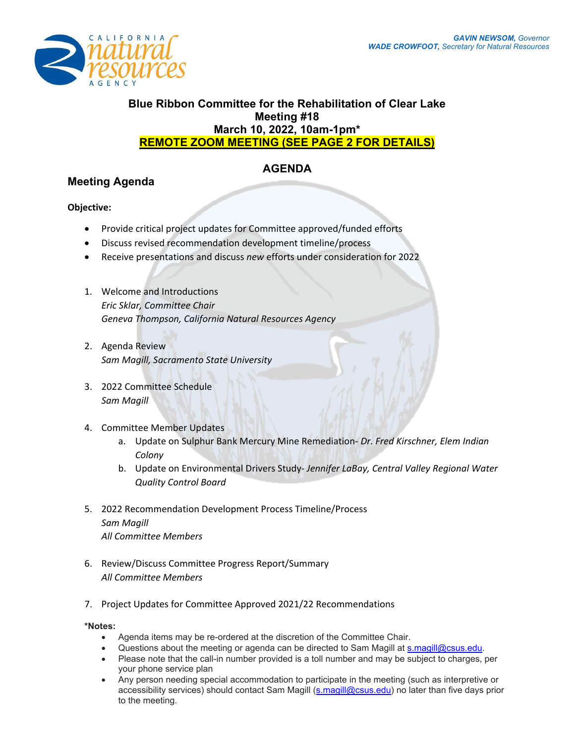GAVIN NEWSOM, Governor
WADE CROWFOOT, Secretary for Natural Resources

# Blue Ribbon Committee for the Rehabilitation of Clear Lake
## Meeting #18
## March 10, 2022, 10am-1pm*
## REMOTE ZOOM MEETING (SEE PAGE 2 FOR DETAILS)

## AGENDA

## Meeting Agenda

**Objective:**

- Provide critical project updates for Committee approved/funded efforts
- Discuss revised recommendation development timeline/process
- Receive presentations and discuss *new* efforts under consideration for 2022

1. Welcome and Introductions
   *Eric Sklar, Committee Chair*
   *Geneva Thompson, California Natural Resources Agency*

2. Agenda Review
   *Sam Magill, Sacramento State University*

3. 2022 Committee Schedule
   *Sam Magill*

4. Committee Member Updates
   a. Update on Sulphur Bank Mercury Mine Remediation- *Dr. Fred Kirschner, Elem Indian Colony*
   b. Update on Environmental Drivers Study- *Jennifer LaBay, Central Valley Regional Water Quality Control Board*

5. 2022 Recommendation Development Process Timeline/Process
   *Sam Magill*
   *All Committee Members*

6. Review/Discuss Committee Progress Report/Summary
   *All Committee Members*

7. Project Updates for Committee Approved 2021/22 Recommendations

**\*Notes:**

- Agenda items may be re-ordered at the discretion of the Committee Chair.
- Questions about the meeting or agenda can be directed to Sam Magill at s.magill@csus.edu.
- Please note that the call-in number provided is a toll number and may be subject to charges, per your phone service plan
- Any person needing special accommodation to participate in the meeting (such as interpretive or accessibility services) should contact Sam Magill (s.magill@csus.edu) no later than five days prior to the meeting.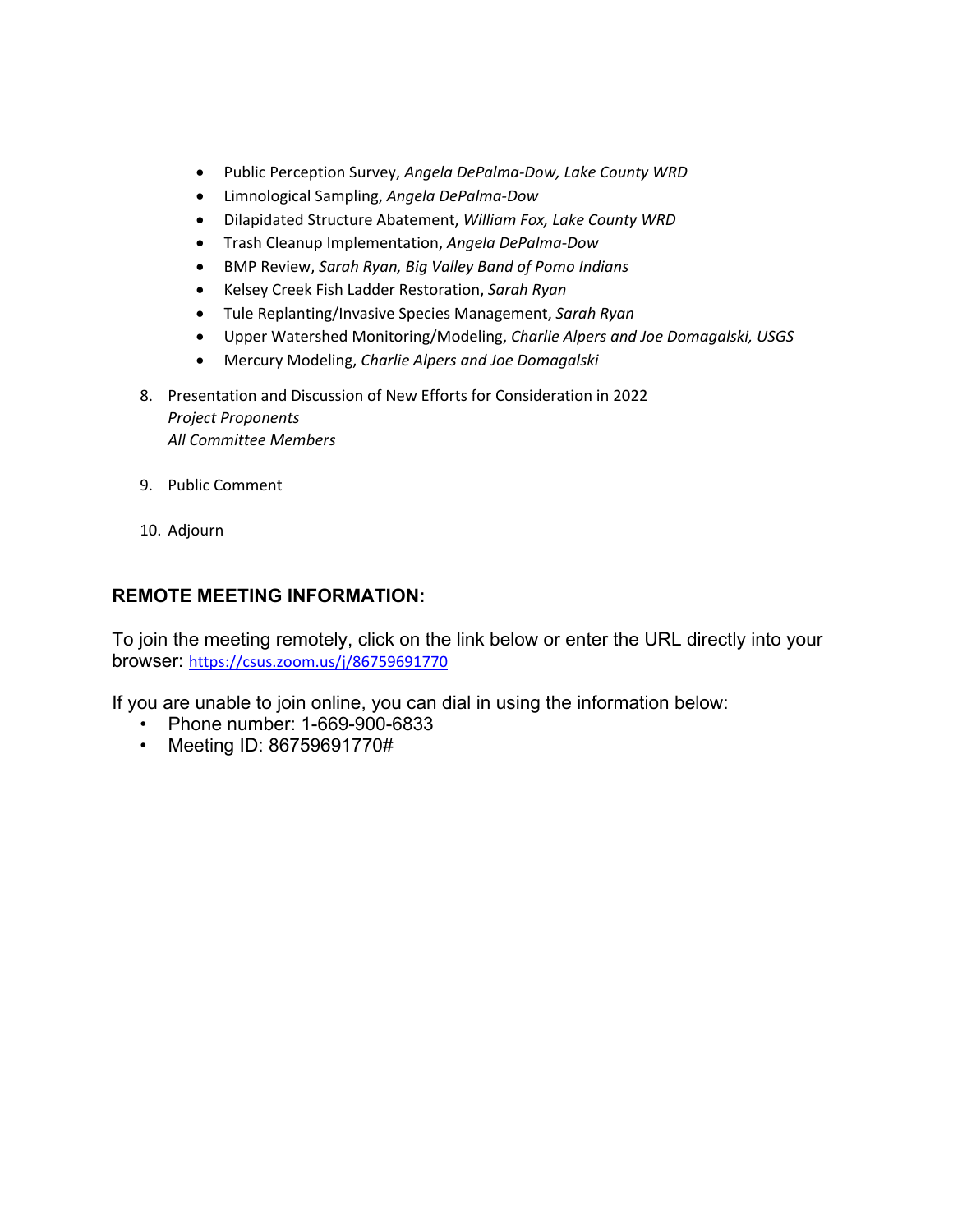- Public Perception Survey, *Angela DePalma-Dow, Lake County WRD*
- Limnological Sampling, *Angela DePalma-Dow*
- Dilapidated Structure Abatement, *William Fox, Lake County WRD*
- Trash Cleanup Implementation, *Angela DePalma-Dow*
- BMP Review, *Sarah Ryan, Big Valley Band of Pomo Indians*
- Kelsey Creek Fish Ladder Restoration, *Sarah Ryan*
- Tule Replanting/Invasive Species Management, *Sarah Ryan*
- Upper Watershed Monitoring/Modeling, *Charlie Alpers and Joe Domagalski, USGS*
- Mercury Modeling, *Charlie Alpers and Joe Domagalski*

8. Presentation and Discussion of New Efforts for Consideration in 2022
   *Project Proponents*
   *All Committee Members*

9. Public Comment

10. Adjourn

**REMOTE MEETING INFORMATION:**

To join the meeting remotely, click on the link below or enter the URL directly into your browser: https://csus.zoom.us/j/86759691770

If you are unable to join online, you can dial in using the information below:

- Phone number: 1-669-900-6833
- Meeting ID: 86759691770#